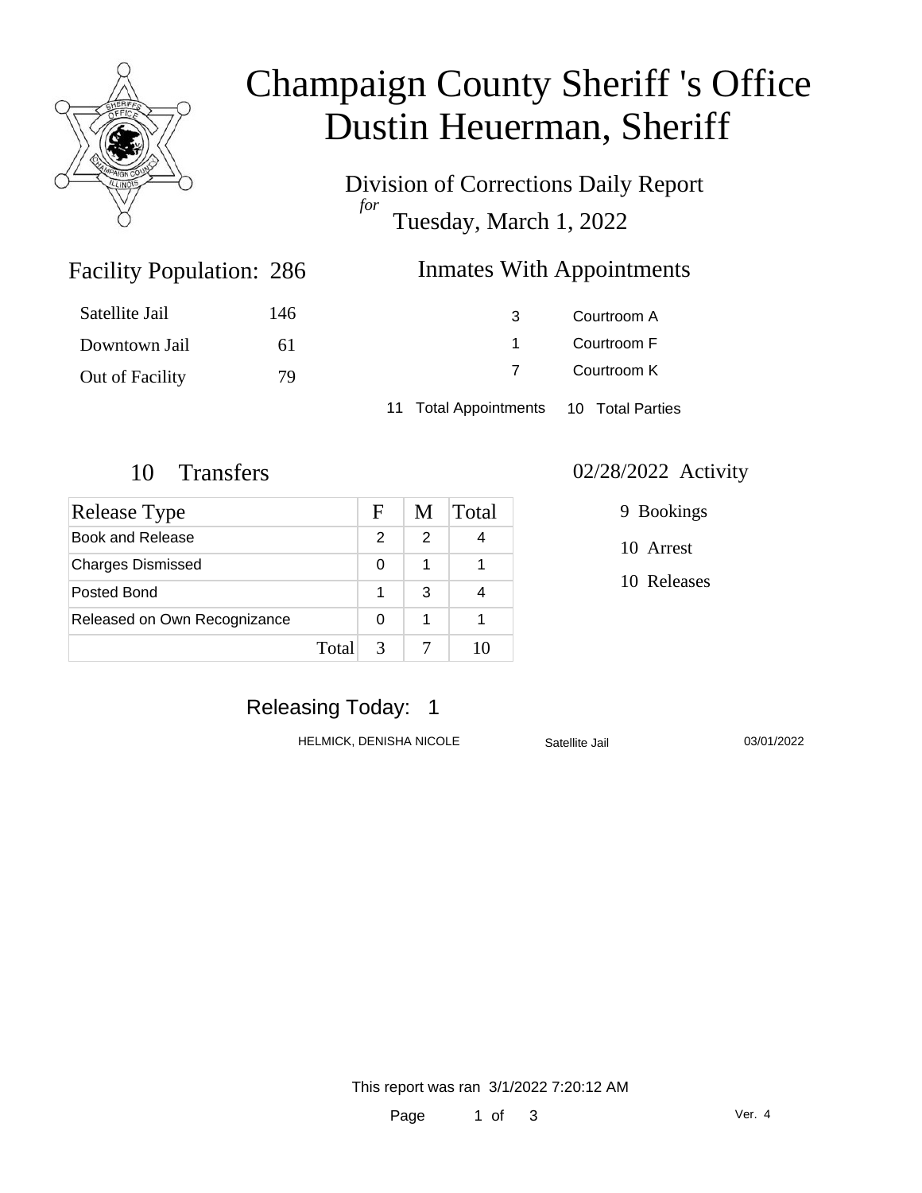# Champaign County Sheriff 's Office
# Dustin Heuerman, Sheriff

## Division of Corrections Daily Report
*for*
## Tuesday, March 1, 2022

### Facility Population: 286

| | |
|---|---|
| Satellite Jail | 146 |
| Downtown Jail | 61 |
| Out of Facility | 79 |

### Inmates With Appointments

| | |
|---|---|
| 3 | Courtroom A |
| 1 | Courtroom F |
| 7 | Courtroom K |

11 Total Appointments   10 Total Parties

### 10 Transfers

| Release Type | F | M | Total |
|---|---|---|---|
| Book and Release | 2 | 2 | 4 |
| Charges Dismissed | 0 | 1 | 1 |
| Posted Bond | 1 | 3 | 4 |
| Released on Own Recognizance | 0 | 1 | 1 |
| Total | 3 | 7 | 10 |

### 02/28/2022 Activity

9 Bookings

10 Arrest

10 Releases

### Releasing Today: 1

| | | |
|---|---|---|
| HELMICK, DENISHA NICOLE | Satellite Jail | 03/01/2022 |

This report was ran 3/1/2022 7:20:12 AM

Ver. 4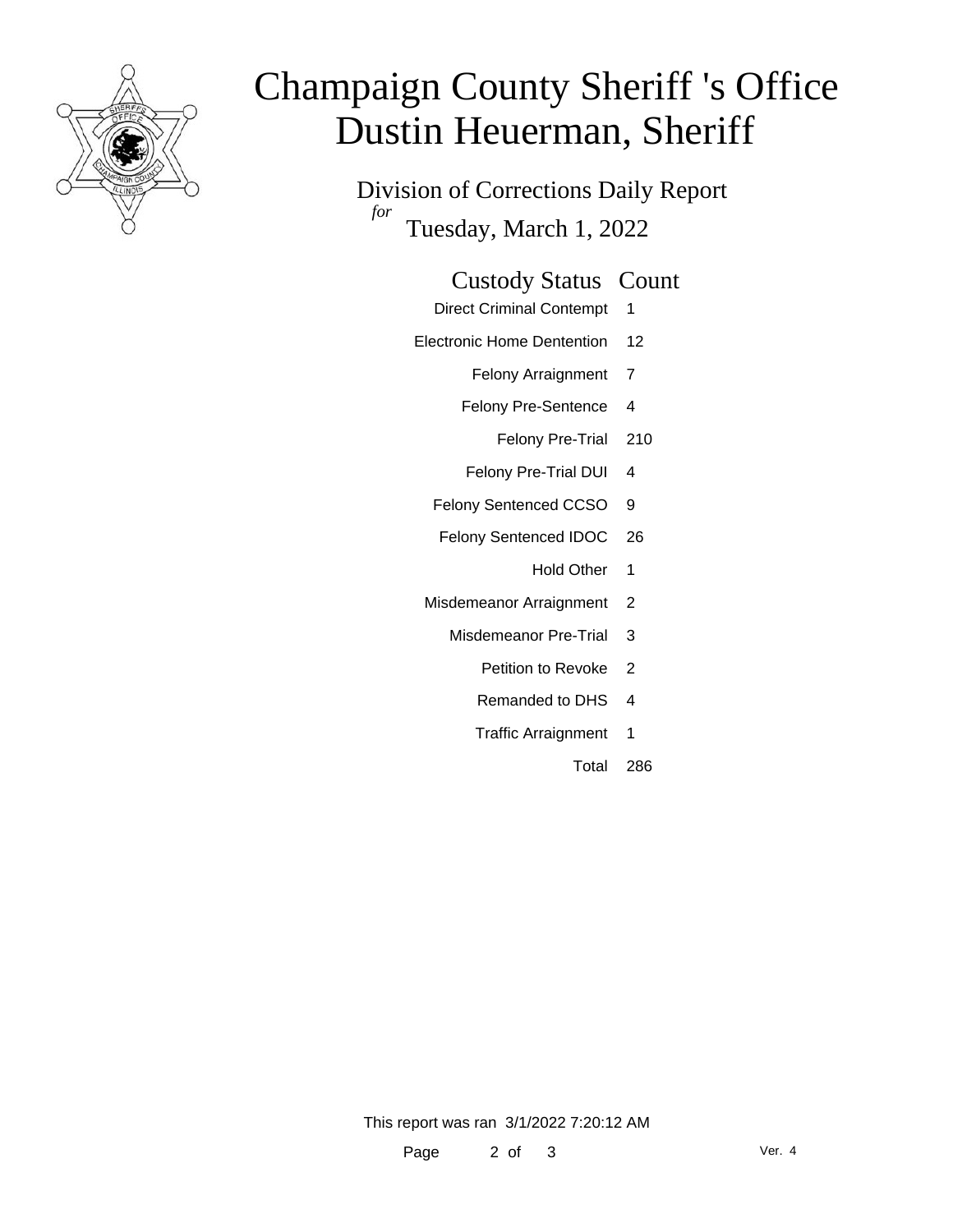# Champaign County Sheriff 's Office
# Dustin Heuerman, Sheriff

Division of Corrections Daily Report

*for* Tuesday, March 1, 2022

| Custody Status | Count |
|---|---|
| Direct Criminal Contempt | 1 |
| Electronic Home Dentention | 12 |
| Felony Arraignment | 7 |
| Felony Pre-Sentence | 4 |
| Felony Pre-Trial | 210 |
| Felony Pre-Trial DUI | 4 |
| Felony Sentenced CCSO | 9 |
| Felony Sentenced IDOC | 26 |
| Hold Other | 1 |
| Misdemeanor Arraignment | 2 |
| Misdemeanor Pre-Trial | 3 |
| Petition to Revoke | 2 |
| Remanded to DHS | 4 |
| Traffic Arraignment | 1 |
| Total | 286 |

This report was ran 3/1/2022 7:20:12 AM

Ver. 4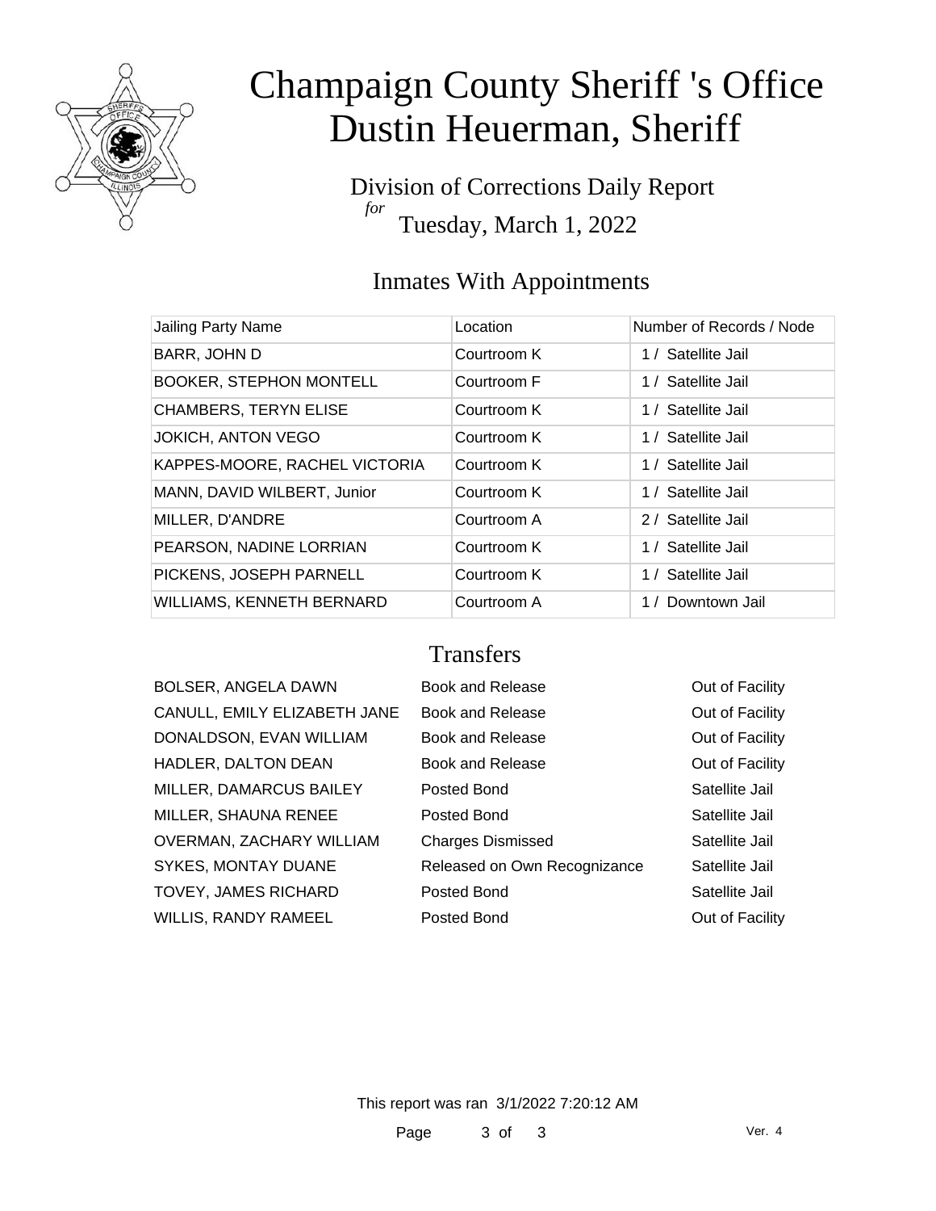# Champaign County Sheriff 's Office
# Dustin Heuerman, Sheriff

Division of Corrections Daily Report
*for*
Tuesday, March 1, 2022

## Inmates With Appointments

| Jailing Party Name | Location | Number of Records / Node |
|---|---|---|
| BARR, JOHN D | Courtroom K | 1 / Satellite Jail |
| BOOKER, STEPHON MONTELL | Courtroom F | 1 / Satellite Jail |
| CHAMBERS, TERYN ELISE | Courtroom K | 1 / Satellite Jail |
| JOKICH, ANTON VEGO | Courtroom K | 1 / Satellite Jail |
| KAPPES-MOORE, RACHEL VICTORIA | Courtroom K | 1 / Satellite Jail |
| MANN, DAVID WILBERT, Junior | Courtroom K | 1 / Satellite Jail |
| MILLER, D'ANDRE | Courtroom A | 2 / Satellite Jail |
| PEARSON, NADINE LORRIAN | Courtroom K | 1 / Satellite Jail |
| PICKENS, JOSEPH PARNELL | Courtroom K | 1 / Satellite Jail |
| WILLIAMS, KENNETH BERNARD | Courtroom A | 1 / Downtown Jail |

## Transfers

| | | |
|---|---|---|
| BOLSER, ANGELA DAWN | Book and Release | Out of Facility |
| CANULL, EMILY ELIZABETH JANE | Book and Release | Out of Facility |
| DONALDSON, EVAN WILLIAM | Book and Release | Out of Facility |
| HADLER, DALTON DEAN | Book and Release | Out of Facility |
| MILLER, DAMARCUS BAILEY | Posted Bond | Satellite Jail |
| MILLER, SHAUNA RENEE | Posted Bond | Satellite Jail |
| OVERMAN, ZACHARY WILLIAM | Charges Dismissed | Satellite Jail |
| SYKES, MONTAY DUANE | Released on Own Recognizance | Satellite Jail |
| TOVEY, JAMES RICHARD | Posted Bond | Satellite Jail |
| WILLIS, RANDY RAMEEL | Posted Bond | Out of Facility |

This report was ran 3/1/2022 7:20:12 AM

Ver. 4